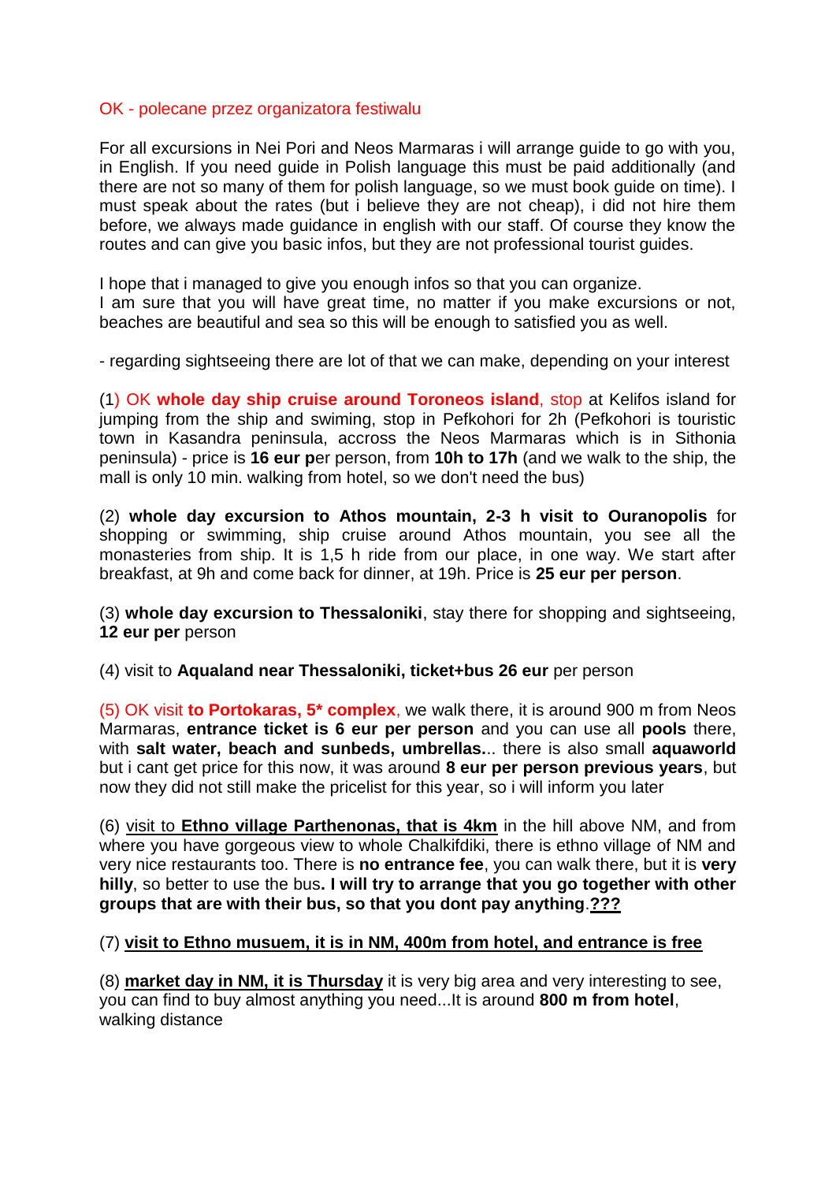OK - polecane przez organizatora festiwalu

For all excursions in Nei Pori and Neos Marmaras i will arrange guide to go with you, in English. If you need guide in Polish language this must be paid additionally (and there are not so many of them for polish language, so we must book guide on time). I must speak about the rates (but i believe they are not cheap), i did not hire them before, we always made guidance in english with our staff. Of course they know the routes and can give you basic infos, but they are not professional tourist guides.

I hope that i managed to give you enough infos so that you can organize.
I am sure that you will have great time, no matter if you make excursions or not, beaches are beautiful and sea so this will be enough to satisfied you as well.

- regarding sightseeing there are lot of that we can make, depending on your interest

(1) OK **whole day ship cruise around Toroneos island**, stop at Kelifos island for jumping from the ship and swiming, stop in Pefkohori for 2h (Pefkohori is touristic town in Kasandra peninsula, accross the Neos Marmaras which is in Sithonia peninsula) - price is **16 eur p**er person, from **10h to 17h** (and we walk to the ship, the mall is only 10 min. walking from hotel, so we don't need the bus)

(2) **whole day excursion to Athos mountain, 2-3 h visit to Ouranopolis** for shopping or swimming, ship cruise around Athos mountain, you see all the monasteries from ship. It is 1,5 h ride from our place, in one way. We start after breakfast, at 9h and come back for dinner, at 19h. Price is **25 eur per person**.

(3) **whole day excursion to Thessaloniki**, stay there for shopping and sightseeing, **12 eur per** person

(4) visit to **Aqualand near Thessaloniki, ticket+bus 26 eur** per person

(5) OK visit **to Portokaras, 5* complex**, we walk there, it is around 900 m from Neos Marmaras, **entrance ticket is 6 eur per person** and you can use all **pools** there, with **salt water, beach and sunbeds, umbrellas.**.. there is also small **aquaworld** but i cant get price for this now, it was around **8 eur per person previous years**, but now they did not still make the pricelist for this year, so i will inform you later

(6) visit to **Ethno village Parthenonas, that is 4km** in the hill above NM, and from where you have gorgeous view to whole Chalkifdiki, there is ethno village of NM and very nice restaurants too. There is **no entrance fee**, you can walk there, but it is **very hilly**, so better to use the bus**. I will try to arrange that you go together with other groups that are with their bus, so that you dont pay anything**.**???**

(7) **visit to Ethno musuem, it is in NM, 400m from hotel, and entrance is free**

(8) **market day in NM, it is Thursday** it is very big area and very interesting to see, you can find to buy almost anything you need...It is around **800 m from hotel**, walking distance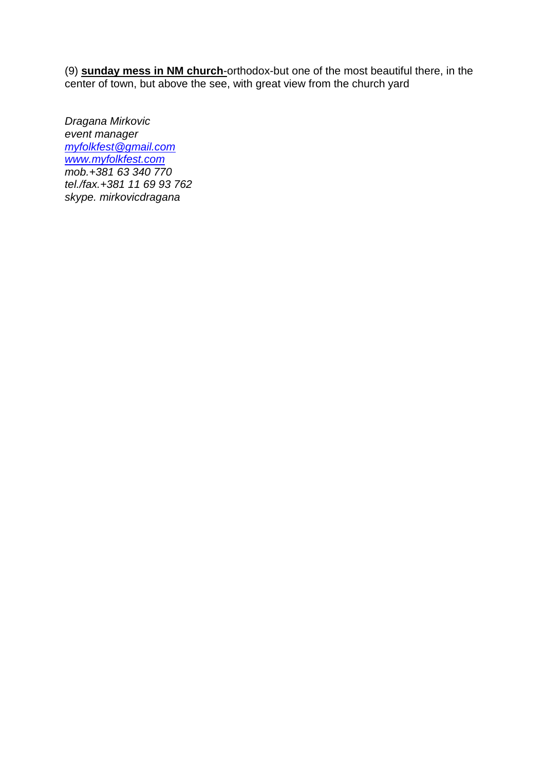(9) **sunday mess in NM church**-orthodox-but one of the most beautiful there, in the center of town, but above the see, with great view from the church yard

*Dragana Mirkovic*
*event manager*
*myfolkfest@gmail.com*
*www.myfolkfest.com*
*mob.+381 63 340 770*
*tel./fax.+381 11 69 93 762*
*skype. mirkovicdragana*